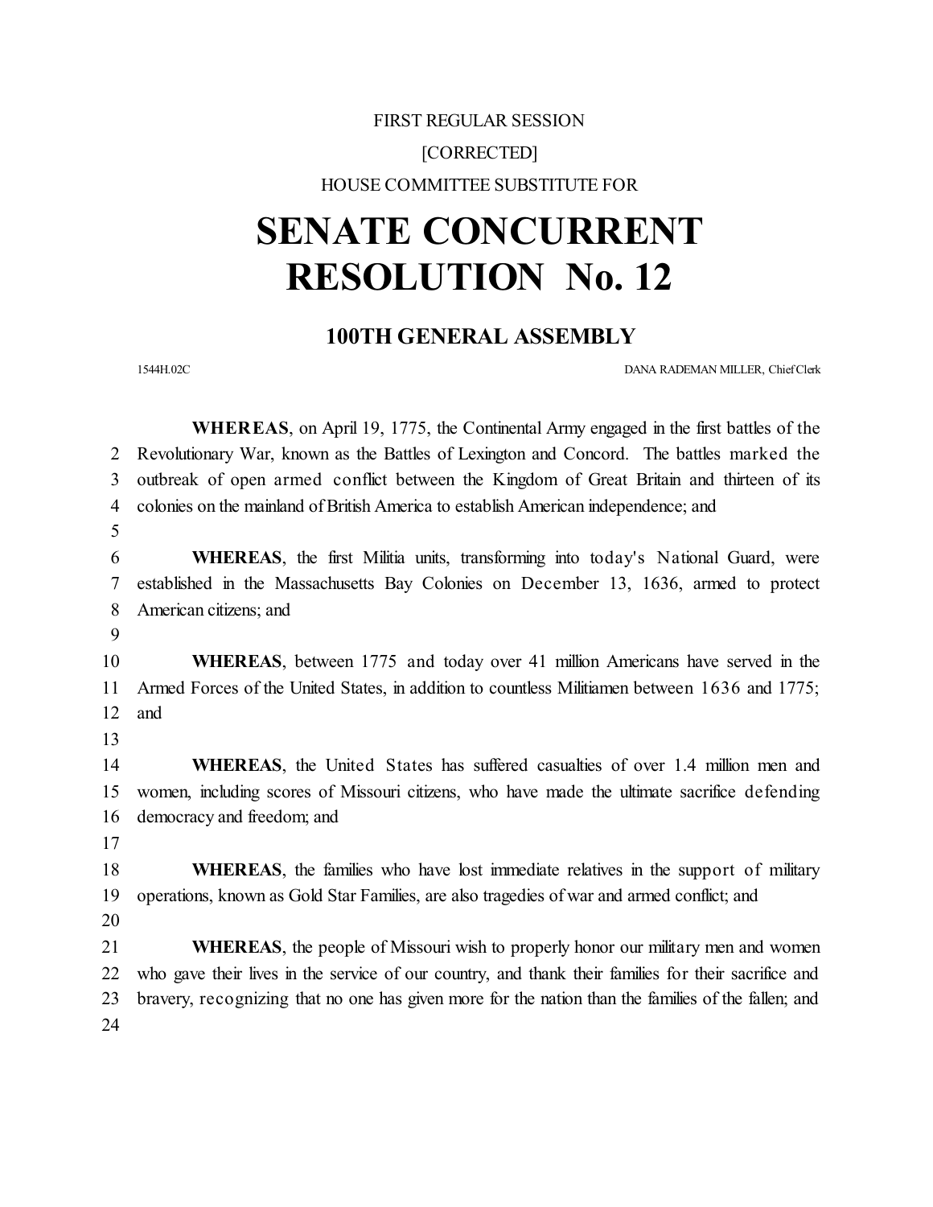FIRST REGULAR SESSION

[CORRECTED]

HOUSE COMMITTEE SUBSTITUTE FOR

# SENATE CONCURRENT RESOLUTION No. 12

## 100TH GENERAL ASSEMBLY

1544H.02C DANA RADEMAN MILLER, Chief Clerk

**WHEREAS**, on April 19, 1775, the Continental Army engaged in the first battles of the Revolutionary War, known as the Battles of Lexington and Concord. The battles marked the outbreak of open armed conflict between the Kingdom of Great Britain and thirteen of its colonies on the mainland of British America to establish American independence; and

**WHEREAS**, the first Militia units, transforming into today's National Guard, were established in the Massachusetts Bay Colonies on December 13, 1636, armed to protect American citizens; and

**WHEREAS**, between 1775 and today over 41 million Americans have served in the Armed Forces of the United States, in addition to countless Militiamen between 1636 and 1775; and

**WHEREAS**, the United States has suffered casualties of over 1.4 million men and women, including scores of Missouri citizens, who have made the ultimate sacrifice defending democracy and freedom; and

**WHEREAS**, the families who have lost immediate relatives in the support of military operations, known as Gold Star Families, are also tragedies of war and armed conflict; and

**WHEREAS**, the people of Missouri wish to properly honor our military men and women who gave their lives in the service of our country, and thank their families for their sacrifice and bravery, recognizing that no one has given more for the nation than the families of the fallen; and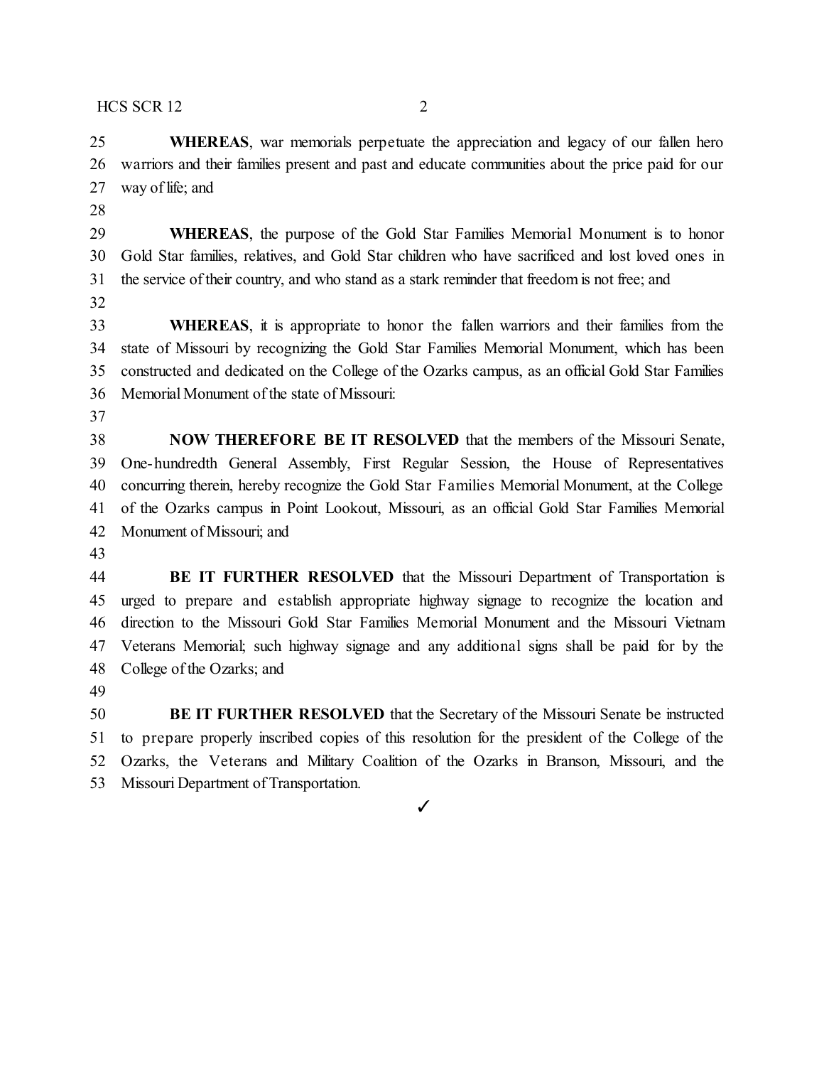**WHEREAS**, war memorials perpetuate the appreciation and legacy of our fallen hero warriors and their families present and past and educate communities about the price paid for our way of life; and

**WHEREAS**, the purpose of the Gold Star Families Memorial Monument is to honor Gold Star families, relatives, and Gold Star children who have sacrificed and lost loved ones in the service of their country, and who stand as a stark reminder that freedom is not free; and

**WHEREAS**, it is appropriate to honor the fallen warriors and their families from the state of Missouri by recognizing the Gold Star Families Memorial Monument, which has been constructed and dedicated on the College of the Ozarks campus, as an official Gold Star Families Memorial Monument of the state of Missouri:

**NOW THEREFORE BE IT RESOLVED** that the members of the Missouri Senate, One-hundredth General Assembly, First Regular Session, the House of Representatives concurring therein, hereby recognize the Gold Star Families Memorial Monument, at the College of the Ozarks campus in Point Lookout, Missouri, as an official Gold Star Families Memorial Monument of Missouri; and

**BE IT FURTHER RESOLVED** that the Missouri Department of Transportation is urged to prepare and establish appropriate highway signage to recognize the location and direction to the Missouri Gold Star Families Memorial Monument and the Missouri Vietnam Veterans Memorial; such highway signage and any additional signs shall be paid for by the College of the Ozarks; and

**BE IT FURTHER RESOLVED** that the Secretary of the Missouri Senate be instructed to prepare properly inscribed copies of this resolution for the president of the College of the Ozarks, the Veterans and Military Coalition of the Ozarks in Branson, Missouri, and the Missouri Department of Transportation.

✓